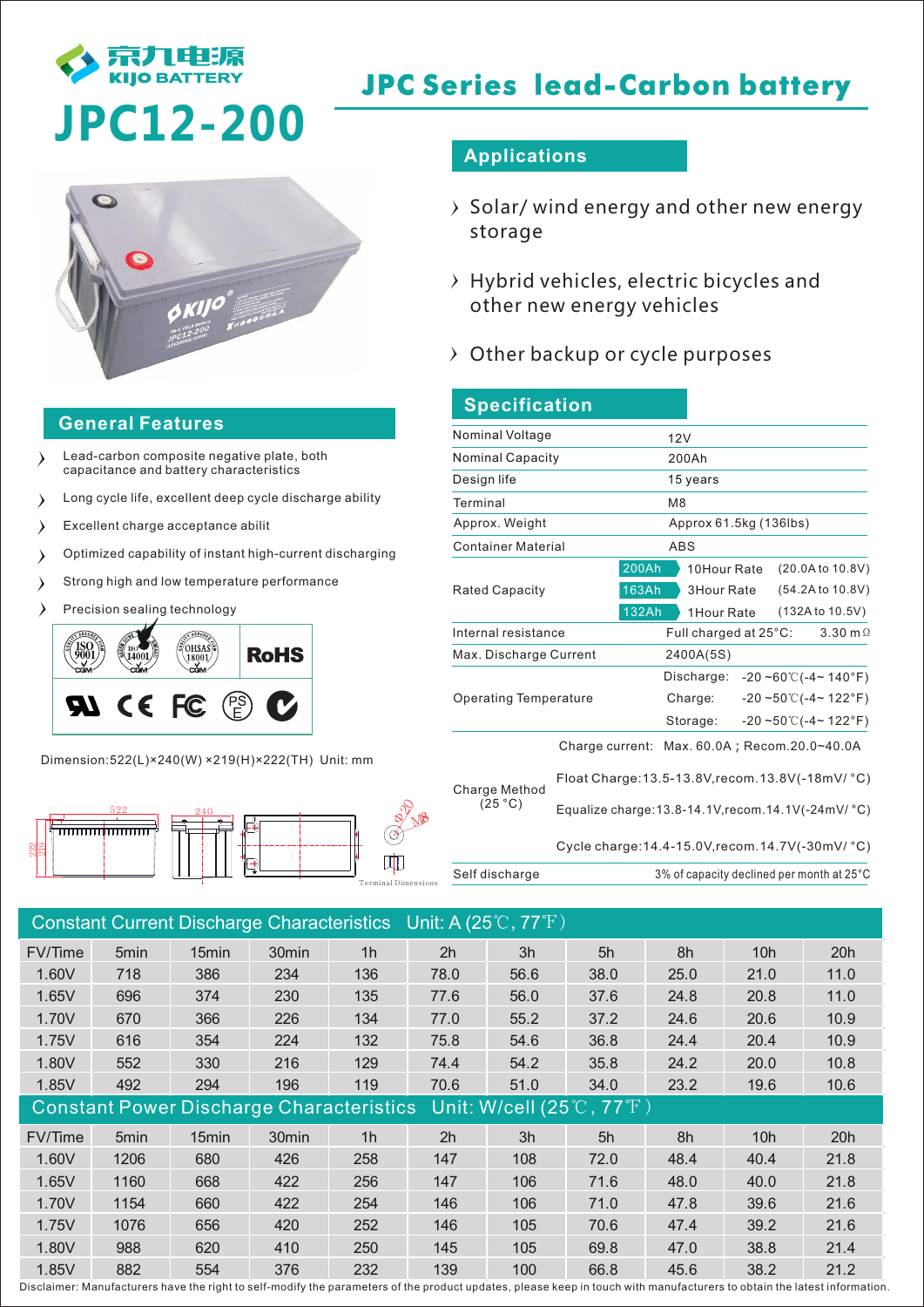京九电源
KIJO BATTERY

# JPC12-200

## JPC Series lead-Carbon battery

### Applications

- Solar/ wind energy and other new energy storage
- Hybrid vehicles, electric bicycles and other new energy vehicles
- Other backup or cycle purposes

### General Features

- Lead-carbon composite negative plate, both capacitance and battery characteristics
- Long cycle life, excellent deep cycle discharge ability
- Excellent charge acceptance abilit
- Optimized capability of instant high-current discharging
- Strong high and low temperature performance
- Precision sealing technology

ISO 9001 · ISO 14001 · OHSAS 18001 · RoHS · UL · CE · FC · PSE

Dimension:522(L)×240(W) ×219(H)×222(TH) Unit: mm

522 · 240 · 222 · 219 · Φ20 · M8 · Terminal Dimensions

### Specification

| | | |
|---|---|---|
| Nominal Voltage | 12V | |
| Nominal Capacity | 200Ah | |
| Design life | 15 years | |
| Terminal | M8 | |
| Approx. Weight | Approx 61.5kg (136lbs) | |
| Container Material | ABS | |
| Rated Capacity | 200Ah 10Hour Rate | (20.0A to 10.8V) |
| | 163Ah 3Hour Rate | (54.2A to 10.8V) |
| | 132Ah 1Hour Rate | (132A to 10.5V) |
| Internal resistance | Full charged at 25°C: | 3.30 mΩ |
| Max. Discharge Current | 2400A(5S) | |
| Operating Temperature | Discharge: | -20 ~60℃(-4~ 140°F) |
| | Charge: | -20 ~50℃(-4~ 122°F) |
| | Storage: | -20 ~50℃(-4~ 122°F) |
| Charge Method (25 °C) | Charge current: | Max. 60.0A ; Recom.20.0~40.0A |
| | Float Charge:13.5-13.8V,recom.13.8V(-18mV/ °C) | |
| | Equalize charge:13.8-14.1V,recom.14.1V(-24mV/ °C) | |
| | Cycle charge:14.4-15.0V,recom.14.7V(-30mV/ °C) | |
| Self discharge | 3% of capacity declined per month at 25°C | |

### Constant Current Discharge Characteristics Unit: A (25℃, 77℉)

| FV/Time | 5min | 15min | 30min | 1h | 2h | 3h | 5h | 8h | 10h | 20h |
|---|---|---|---|---|---|---|---|---|---|---|
| 1.60V | 718 | 386 | 234 | 136 | 78.0 | 56.6 | 38.0 | 25.0 | 21.0 | 11.0 |
| 1.65V | 696 | 374 | 230 | 135 | 77.6 | 56.0 | 37.6 | 24.8 | 20.8 | 11.0 |
| 1.70V | 670 | 366 | 226 | 134 | 77.0 | 55.2 | 37.2 | 24.6 | 20.6 | 10.9 |
| 1.75V | 616 | 354 | 224 | 132 | 75.8 | 54.6 | 36.8 | 24.4 | 20.4 | 10.9 |
| 1.80V | 552 | 330 | 216 | 129 | 74.4 | 54.2 | 35.8 | 24.2 | 20.0 | 10.8 |
| 1.85V | 492 | 294 | 196 | 119 | 70.6 | 51.0 | 34.0 | 23.2 | 19.6 | 10.6 |

### Constant Power Discharge Characteristics Unit: W/cell (25℃, 77℉)

| FV/Time | 5min | 15min | 30min | 1h | 2h | 3h | 5h | 8h | 10h | 20h |
|---|---|---|---|---|---|---|---|---|---|---|
| 1.60V | 1206 | 680 | 426 | 258 | 147 | 108 | 72.0 | 48.4 | 40.4 | 21.8 |
| 1.65V | 1160 | 668 | 422 | 256 | 147 | 106 | 71.6 | 48.0 | 40.0 | 21.8 |
| 1.70V | 1154 | 660 | 422 | 254 | 146 | 106 | 71.0 | 47.8 | 39.6 | 21.6 |
| 1.75V | 1076 | 656 | 420 | 252 | 146 | 105 | 70.6 | 47.4 | 39.2 | 21.6 |
| 1.80V | 988 | 620 | 410 | 250 | 145 | 105 | 69.8 | 47.0 | 38.8 | 21.4 |
| 1.85V | 882 | 554 | 376 | 232 | 139 | 100 | 66.8 | 45.6 | 38.2 | 21.2 |

Disclaimer: Manufacturers have the right to self-modify the parameters of the product updates, please keep in touch with manufacturers to obtain the latest information.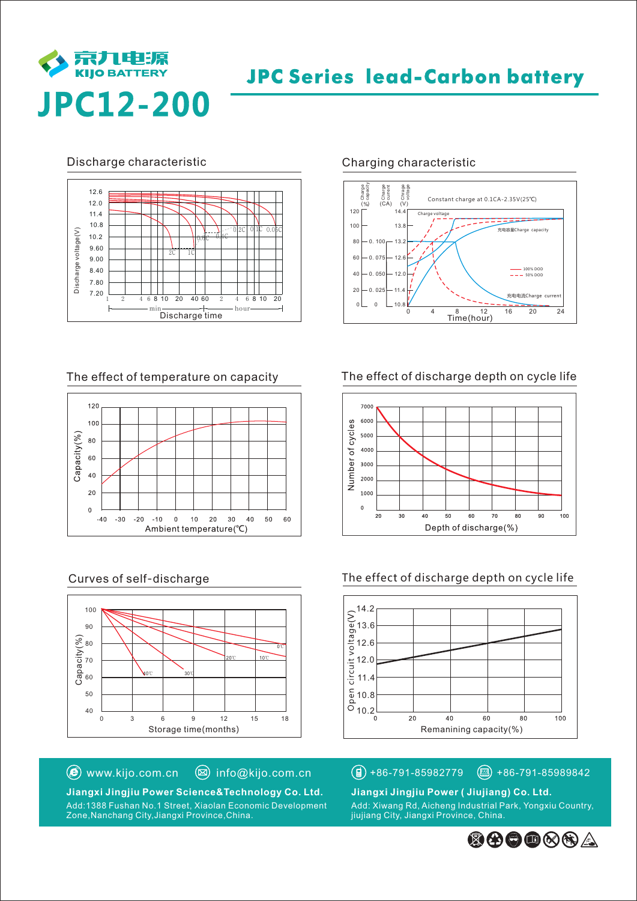京九电源
KIJO BATTERY

# JPC12-200

## JPC Series lead-Carbon battery

### Discharge characteristic

12.6
12.0
11.4
10.8
10.2
9.60
9.00
8.40
7.80
7.20
Discharge voltage(V)
0.2C 0.1C 0.05C
0.6C 0.4C
2C 1C
1 2 4 6 8 10 20 40 60 2 4 6 8 10 20
min hour
Discharge time

### Charging characteristic

Charge capacity (%)
Charge current (CA)
Charge voltage (V)
Constant charge at 0.1CA-2.35V(25℃)
Charge voltage
充电容量Charge capacity
100% DOD
50% DOD
充电电流Charge current
120 100 80 60 40 20 0
14.4 13.8 13.2 12.6 12.0 11.4 10.8
0.100 0.075 0.050 0.025 0
0 4 8 12 16 20 24
Time(hour)

### The effect of temperature on capacity

Capacity(%)
120 100 80 60 40 20 0
-40 -30 -20 -10 0 10 20 30 40 50 60
Ambient temperature(℃)

### The effect of discharge depth on cycle life

Number of cycles
7000 6000 5000 4000 3000 2000 1000 0
20 30 40 50 60 70 80 90 100
Depth of discharge(%)

### Curves of self-discharge

Capacity(%)
100 90 80 70 60 50 40
0℃
20℃ 10℃
40℃ 30℃
0 3 6 9 12 15 18
Storage time(months)

### The effect of discharge depth on cycle life

Open circuit voltage(V)
14.2 13.6 12.6 12.0 11.4 10.8 10.2
0 20 40 60 80 100
Remaining capacity(%)

www.kijo.com.cn info@kijo.com.cn

**Jiangxi Jingjiu Power Science&Technology Co. Ltd.**
Add:1388 Fushan No.1 Street, Xiaolan Economic Development Zone,Nanchang City,Jiangxi Province,China.

+86-791-85982779 +86-791-85989842

**Jiangxi Jingjiu Power ( Jiujiang) Co. Ltd.**
Add: Xiwang Rd, Aicheng Industrial Park, Yongxiu Country, jiujiang City, Jiangxi Province, China.